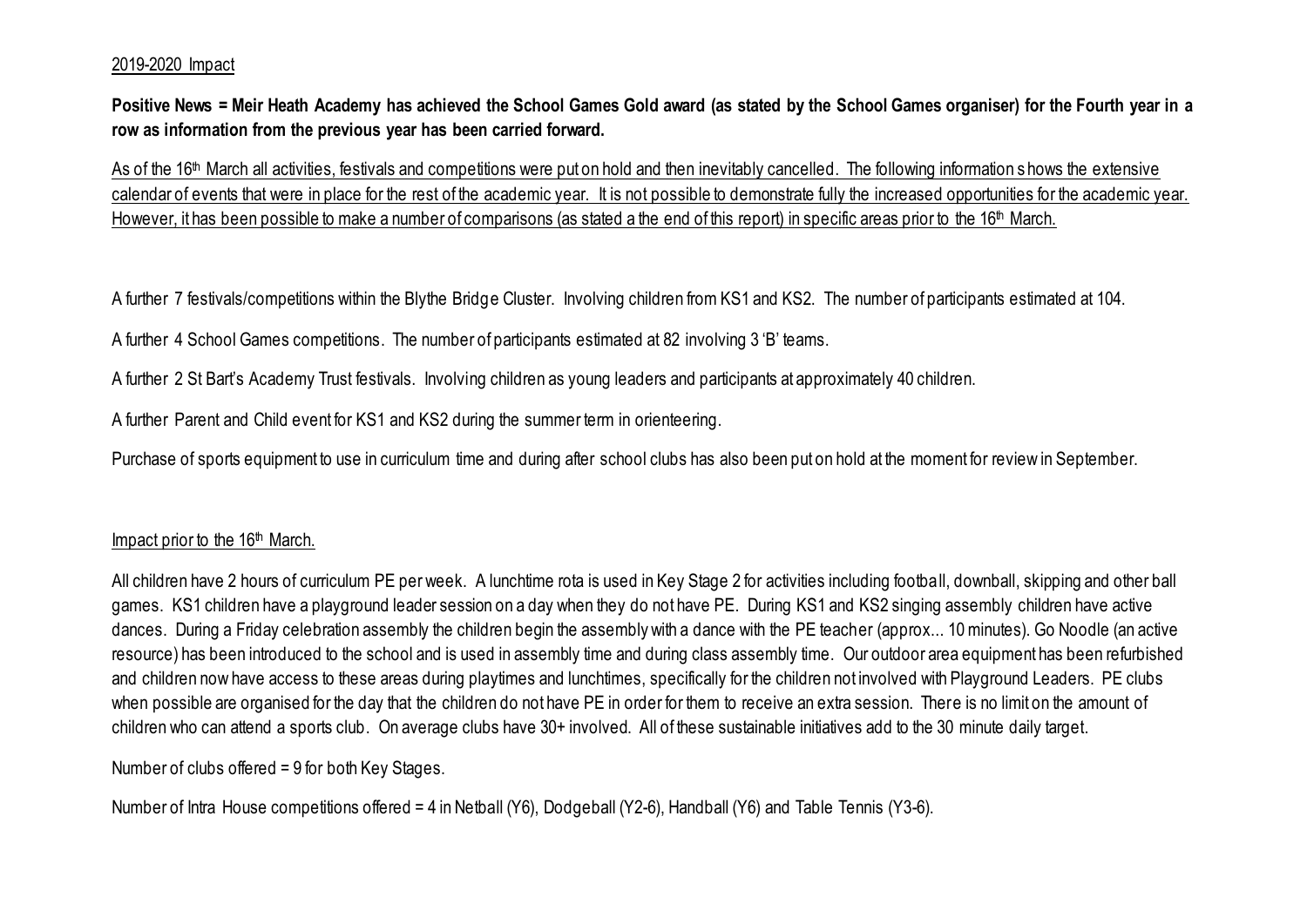<u>2019-2020 Impact</u>

**Positive News = Meir Heath Academy has achieved the School Games Gold award (as stated by the School Games organiser) for the Fourth year in a row as information from the previous year has been carried forward.**

<u>As of the 16th March all activities, festivals and competitions were put on hold and then inevitably cancelled. The following information shows the extensive calendar of events that were in place for the rest of the academic year. It is not possible to demonstrate fully the increased opportunities for the academic year. However, it has been possible to make a number of comparisons (as stated a the end of this report) in specific areas prior to the 16th March.</u>

A further 7 festivals/competitions within the Blythe Bridge Cluster. Involving children from KS1 and KS2. The number of participants estimated at 104.

A further 4 School Games competitions. The number of participants estimated at 82 involving 3 'B' teams.

A further 2 St Bart's Academy Trust festivals. Involving children as young leaders and participants at approximately 40 children.

A further Parent and Child event for KS1 and KS2 during the summer term in orienteering.

Purchase of sports equipment to use in curriculum time and during after school clubs has also been put on hold at the moment for review in September.

<u>Impact prior to the 16th March.</u>

All children have 2 hours of curriculum PE per week. A lunchtime rota is used in Key Stage 2 for activities including football, downball, skipping and other ball games. KS1 children have a playground leader session on a day when they do not have PE. During KS1 and KS2 singing assembly children have active dances. During a Friday celebration assembly the children begin the assembly with a dance with the PE teacher (approx... 10 minutes). Go Noodle (an active resource) has been introduced to the school and is used in assembly time and during class assembly time. Our outdoor area equipment has been refurbished and children now have access to these areas during playtimes and lunchtimes, specifically for the children not involved with Playground Leaders. PE clubs when possible are organised for the day that the children do not have PE in order for them to receive an extra session. There is no limit on the amount of children who can attend a sports club. On average clubs have 30+ involved. All of these sustainable initiatives add to the 30 minute daily target.

Number of clubs offered = 9 for both Key Stages.

Number of Intra House competitions offered = 4 in Netball (Y6), Dodgeball (Y2-6), Handball (Y6) and Table Tennis (Y3-6).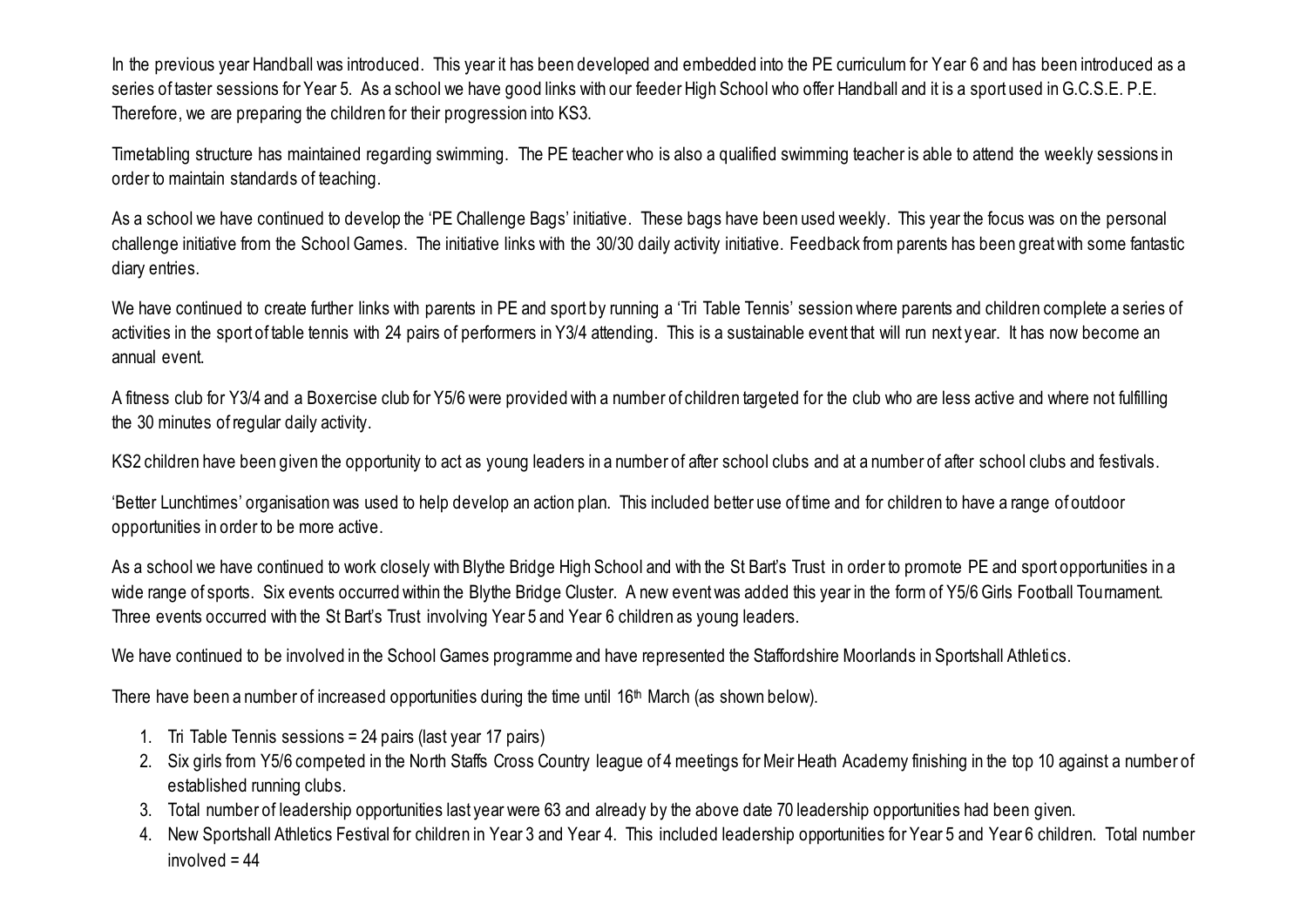In the previous year Handball was introduced. This year it has been developed and embedded into the PE curriculum for Year 6 and has been introduced as a series of taster sessions for Year 5. As a school we have good links with our feeder High School who offer Handball and it is a sport used in G.C.S.E. P.E. Therefore, we are preparing the children for their progression into KS3.

Timetabling structure has maintained regarding swimming. The PE teacher who is also a qualified swimming teacher is able to attend the weekly sessions in order to maintain standards of teaching.

As a school we have continued to develop the 'PE Challenge Bags' initiative. These bags have been used weekly. This year the focus was on the personal challenge initiative from the School Games. The initiative links with the 30/30 daily activity initiative. Feedback from parents has been great with some fantastic diary entries.

We have continued to create further links with parents in PE and sport by running a 'Tri Table Tennis' session where parents and children complete a series of activities in the sport of table tennis with 24 pairs of performers in Y3/4 attending. This is a sustainable event that will run next year. It has now become an annual event.

A fitness club for Y3/4 and a Boxercise club for Y5/6 were provided with a number of children targeted for the club who are less active and where not fulfilling the 30 minutes of regular daily activity.

KS2 children have been given the opportunity to act as young leaders in a number of after school clubs and at a number of after school clubs and festivals.

'Better Lunchtimes' organisation was used to help develop an action plan. This included better use of time and for children to have a range of outdoor opportunities in order to be more active.

As a school we have continued to work closely with Blythe Bridge High School and with the St Bart's Trust in order to promote PE and sport opportunities in a wide range of sports. Six events occurred within the Blythe Bridge Cluster. A new event was added this year in the form of Y5/6 Girls Football Tournament. Three events occurred with the St Bart's Trust involving Year 5 and Year 6 children as young leaders.

We have continued to be involved in the School Games programme and have represented the Staffordshire Moorlands in Sportshall Athletics.

There have been a number of increased opportunities during the time until 16th March (as shown below).

1. Tri Table Tennis sessions = 24 pairs (last year 17 pairs)
2. Six girls from Y5/6 competed in the North Staffs Cross Country league of 4 meetings for Meir Heath Academy finishing in the top 10 against a number of established running clubs.
3. Total number of leadership opportunities last year were 63 and already by the above date 70 leadership opportunities had been given.
4. New Sportshall Athletics Festival for children in Year 3 and Year 4. This included leadership opportunities for Year 5 and Year 6 children. Total number involved = 44